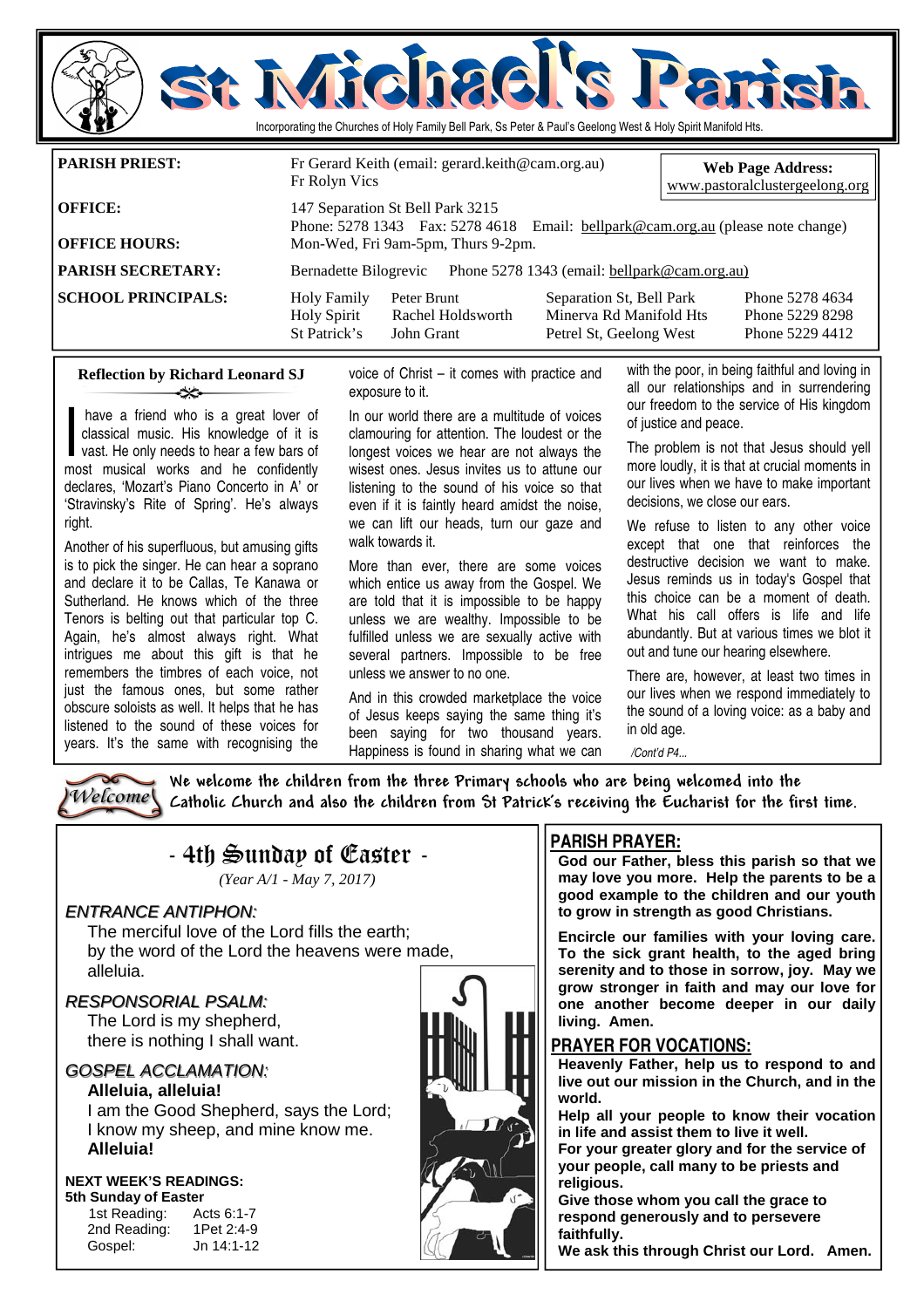# St Michael's Parish

Incorporating the Churches of Holy Family Bell Park, Ss Peter & Paul's Geelong West & Holy Spirit Manifold Hts.

**PARISH PRIEST:** Fr Gerard Keith (email: gerard.keith@cam.org.au)
Fr Rolyn Vics

**Web Page Address:** www.pastoralclustergeelong.org

**OFFICE:** 147 Separation St Bell Park 3215
Phone: 5278 1343 Fax: 5278 4618 Email: bellpark@cam.org.au (please note change)

**OFFICE HOURS:** Mon-Wed, Fri 9am-5pm, Thurs 9-2pm.

**PARISH SECRETARY:** Bernadette Bilogrevic Phone 5278 1343 (email: bellpark@cam.org.au)

**SCHOOL PRINCIPALS:**

| School | Principal | Address | Phone |
|---|---|---|---|
| Holy Family | Peter Brunt | Separation St, Bell Park | Phone 5278 4634 |
| Holy Spirit | Rachel Holdsworth | Minerva Rd Manifold Hts | Phone 5229 8298 |
| St Patrick's | John Grant | Petrel St, Geelong West | Phone 5229 4412 |

## Reflection by Richard Leonard SJ

I have a friend who is a great lover of classical music. His knowledge of it is vast. He only needs to hear a few bars of most musical works and he confidently declares, 'Mozart's Piano Concerto in A' or 'Stravinsky's Rite of Spring'. He's always right.

Another of his superfluous, but amusing gifts is to pick the singer. He can hear a soprano and declare it to be Callas, Te Kanawa or Sutherland. He knows which of the three Tenors is belting out that particular top C. Again, he's almost always right. What intrigues me about this gift is that he remembers the timbres of each voice, not just the famous ones, but some rather obscure soloists as well. It helps that he has listened to the sound of these voices for years. It's the same with recognising the voice of Christ – it comes with practice and exposure to it.

In our world there are a multitude of voices clamouring for attention. The loudest or the longest voices we hear are not always the wisest ones. Jesus invites us to attune our listening to the sound of his voice so that even if it is faintly heard amidst the noise, we can lift our heads, turn our gaze and walk towards it.

More than ever, there are some voices which entice us away from the Gospel. We are told that it is impossible to be happy unless we are wealthy. Impossible to be fulfilled unless we are sexually active with several partners. Impossible to be free unless we answer to no one.

And in this crowded marketplace the voice of Jesus keeps saying the same thing it's been saying for two thousand years. Happiness is found in sharing what we can with the poor, in being faithful and loving in all our relationships and in surrendering our freedom to the service of His kingdom of justice and peace.

The problem is not that Jesus should yell more loudly, it is that at crucial moments in our lives when we have to make important decisions, we close our ears.

We refuse to listen to any other voice except that one that reinforces the destructive decision we want to make. Jesus reminds us in today's Gospel that this choice can be a moment of death. What his call offers is life and life abundantly. But at various times we blot it out and tune our hearing elsewhere.

There are, however, at least two times in our lives when we respond immediately to the sound of a loving voice: as a baby and in old age.

*/Cont'd P4...*

**Welcome** — We welcome the children from the three Primary schools who are being welcomed into the Catholic Church and also the children from St Patrick's receiving the Eucharist for the first time.

## - 4th Sunday of Easter -

*(Year A/1 - May 7, 2017)*

### *ENTRANCE ANTIPHON:*

The merciful love of the Lord fills the earth;
by the word of the Lord the heavens were made,
alleluia.

### *RESPONSORIAL PSALM:*

The Lord is my shepherd,
there is nothing I shall want.

### *GOSPEL ACCLAMATION:*

**Alleluia, alleluia!**
I am the Good Shepherd, says the Lord;
I know my sheep, and mine know me.
**Alleluia!**

**NEXT WEEK'S READINGS:**
**5th Sunday of Easter**

| | |
|---|---|
| 1st Reading: | Acts 6:1-7 |
| 2nd Reading: | 1Pet 2:4-9 |
| Gospel: | Jn 14:1-12 |

## PARISH PRAYER:

**God our Father, bless this parish so that we may love you more. Help the parents to be a good example to the children and our youth to grow in strength as good Christians.**

**Encircle our families with your loving care. To the sick grant health, to the aged bring serenity and to those in sorrow, joy. May we grow stronger in faith and may our love for one another become deeper in our daily living. Amen.**

## PRAYER FOR VOCATIONS:

**Heavenly Father, help us to respond to and live out our mission in the Church, and in the world.**
**Help all your people to know their vocation in life and assist them to live it well.**
**For your greater glory and for the service of your people, call many to be priests and religious.**
**Give those whom you call the grace to respond generously and to persevere faithfully.**
**We ask this through Christ our Lord. Amen.**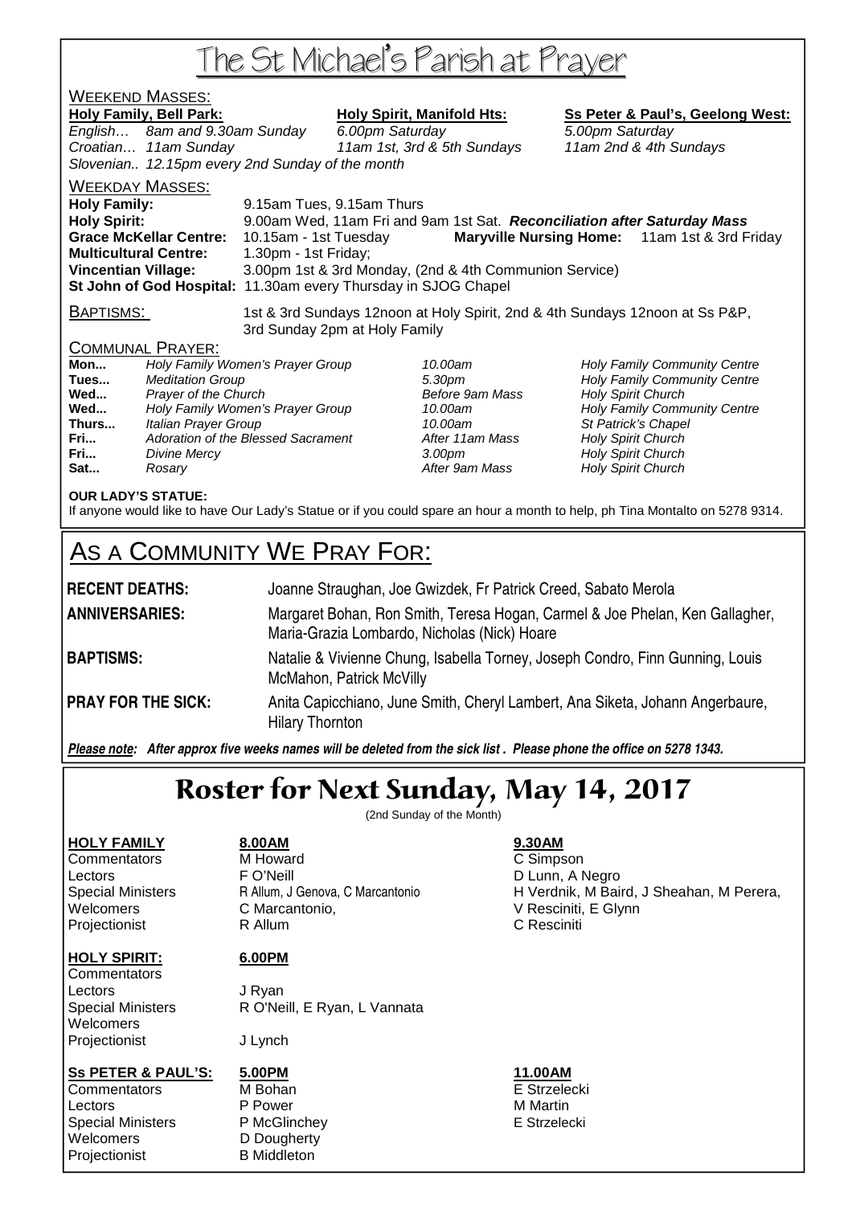# The St Michael's Parish at Prayer

## Weekend Masses:

| Holy Family, Bell Park: | | Holy Spirit, Manifold Hts: | Ss Peter & Paul's, Geelong West: |
|---|---|---|---|
| *English…* | *8am and 9.30am Sunday* | *6.00pm Saturday* | *5.00pm Saturday* |
| *Croatian…* | *11am Sunday* | *11am 1st, 3rd & 5th Sundays* | *11am 2nd & 4th Sundays* |
| *Slovenian..* | *12.15pm every 2nd Sunday of the month* | | |

## Weekday Masses:

**Holy Family:** 9.15am Tues, 9.15am Thurs
**Holy Spirit:** 9.00am Wed, 11am Fri and 9am 1st Sat. ***Reconciliation after Saturday Mass***
**Grace McKellar Centre:** 10.15am - 1st Tuesday **Maryville Nursing Home:** 11am 1st & 3rd Friday
**Multicultural Centre:** 1.30pm - 1st Friday;
**Vincentian Village:** 3.00pm 1st & 3rd Monday, (2nd & 4th Communion Service)
**St John of God Hospital:** 11.30am every Thursday in SJOG Chapel

**Baptisms:** 1st & 3rd Sundays 12noon at Holy Spirit, 2nd & 4th Sundays 12noon at Ss P&P, 3rd Sunday 2pm at Holy Family

## Communal Prayer:

| | | | |
|---|---|---|---|
| **Mon...** | *Holy Family Women's Prayer Group* | *10.00am* | *Holy Family Community Centre* |
| **Tues...** | *Meditation Group* | *5.30pm* | *Holy Family Community Centre* |
| **Wed...** | *Prayer of the Church* | *Before 9am Mass* | *Holy Spirit Church* |
| **Wed...** | *Holy Family Women's Prayer Group* | *10.00am* | *Holy Family Community Centre* |
| **Thurs...** | *Italian Prayer Group* | *10.00am* | *St Patrick's Chapel* |
| **Fri...** | *Adoration of the Blessed Sacrament* | *After 11am Mass* | *Holy Spirit Church* |
| **Fri...** | *Divine Mercy* | *3.00pm* | *Holy Spirit Church* |
| **Sat...** | *Rosary* | *After 9am Mass* | *Holy Spirit Church* |

**OUR LADY'S STATUE:**
If anyone would like to have Our Lady's Statue or if you could spare an hour a month to help, ph Tina Montalto on 5278 9314.

# As a Community We Pray For:

**RECENT DEATHS:** Joanne Straughan, Joe Gwizdek, Fr Patrick Creed, Sabato Merola

**ANNIVERSARIES:** Margaret Bohan, Ron Smith, Teresa Hogan, Carmel & Joe Phelan, Ken Gallagher, Maria-Grazia Lombardo, Nicholas (Nick) Hoare

**BAPTISMS:** Natalie & Vivienne Chung, Isabella Torney, Joseph Condro, Finn Gunning, Louis McMahon, Patrick McVilly

**PRAY FOR THE SICK:** Anita Capicchiano, June Smith, Cheryl Lambert, Ana Siketa, Johann Angerbaure, Hilary Thornton

***Please note:*** ***After approx five weeks names will be deleted from the sick list . Please phone the office on 5278 1343.***

# Roster for Next Sunday, May 14, 2017

(2nd Sunday of the Month)

| **HOLY FAMILY** | **8.00AM** | **9.30AM** |
|---|---|---|
| Commentators | M Howard | C Simpson |
| Lectors | F O'Neill | D Lunn, A Negro |
| Special Ministers | R Allum, J Genova, C Marcantonio | H Verdnik, M Baird, J Sheahan, M Perera, |
| Welcomers | C Marcantonio, | V Resciniti, E Glynn |
| Projectionist | R Allum | C Resciniti |

| **HOLY SPIRIT:** | **6.00PM** |
|---|---|
| Commentators | |
| Lectors | J Ryan |
| Special Ministers | R O'Neill, E Ryan, L Vannata |
| Welcomers | |
| Projectionist | J Lynch |

| **Ss PETER & PAUL'S:** | **5.00PM** | **11.00AM** |
|---|---|---|
| Commentators | M Bohan | E Strzelecki |
| Lectors | P Power | M Martin |
| Special Ministers | P McGlinchey | E Strzelecki |
| Welcomers | D Dougherty | |
| Projectionist | B Middleton | |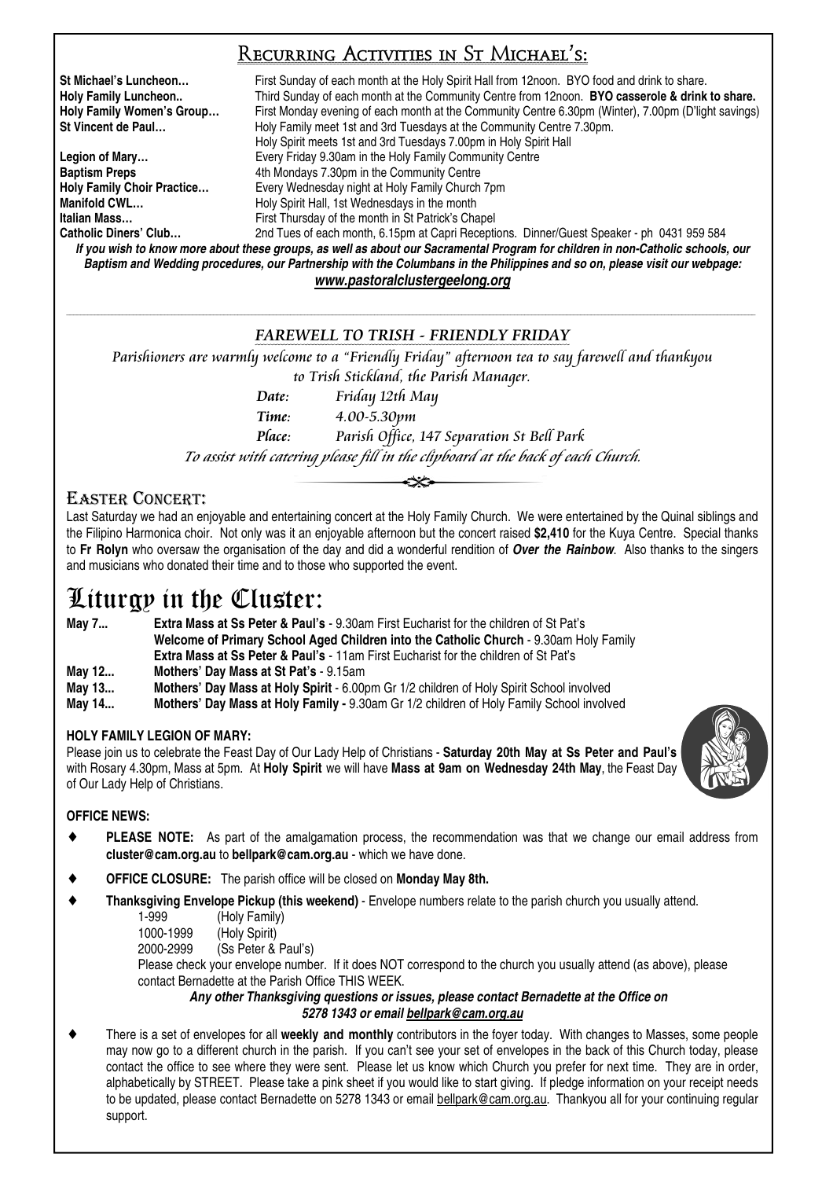## Recurring Activities in St Michael's:

| | |
|---|---|
| **St Michael's Luncheon…** | First Sunday of each month at the Holy Spirit Hall from 12noon. BYO food and drink to share. |
| **Holy Family Luncheon..** | Third Sunday of each month at the Community Centre from 12noon. **BYO casserole & drink to share.** |
| **Holy Family Women's Group…** | First Monday evening of each month at the Community Centre 6.30pm (Winter), 7.00pm (D'light savings) |
| **St Vincent de Paul…** | Holy Family meet 1st and 3rd Tuesdays at the Community Centre 7.30pm. Holy Spirit meets 1st and 3rd Tuesdays 7.00pm in Holy Spirit Hall |
| **Legion of Mary…** | Every Friday 9.30am in the Holy Family Community Centre |
| **Baptism Preps** | 4th Mondays 7.30pm in the Community Centre |
| **Holy Family Choir Practice…** | Every Wednesday night at Holy Family Church 7pm |
| **Manifold CWL…** | Holy Spirit Hall, 1st Wednesdays in the month |
| **Italian Mass…** | First Thursday of the month in St Patrick's Chapel |
| **Catholic Diners' Club…** | 2nd Tues of each month, 6.15pm at Capri Receptions. Dinner/Guest Speaker - ph 0431 959 584 |

***If you wish to know more about these groups, as well as about our Sacramental Program for children in non-Catholic schools, our Baptism and Wedding procedures, our Partnership with the Columbans in the Philippines and so on, please visit our webpage:***

***www.pastoralclustergeelong.org***

### *FAREWELL TO TRISH - FRIENDLY FRIDAY*

*Parishioners are warmly welcome to a "Friendly Friday" afternoon tea to say farewell and thankyou to Trish Stickland, the Parish Manager.*

*Date:* *Friday 12th May*

*Time:* *4.00-5.30pm*

*Place:* *Parish Office, 147 Separation St Bell Park*

*To assist with catering please fill in the clipboard at the back of each Church.*

### Easter Concert:

Last Saturday we had an enjoyable and entertaining concert at the Holy Family Church. We were entertained by the Quinal siblings and the Filipino Harmonica choir. Not only was it an enjoyable afternoon but the concert raised **$2,410** for the Kuya Centre. Special thanks to **Fr Rolyn** who oversaw the organisation of the day and did a wonderful rendition of ***Over the Rainbow***. Also thanks to the singers and musicians who donated their time and to those who supported the event.

# Liturgy in the Cluster:

**May 7...** **Extra Mass at Ss Peter & Paul's** - 9.30am First Eucharist for the children of St Pat's
**Welcome of Primary School Aged Children into the Catholic Church** - 9.30am Holy Family
**Extra Mass at Ss Peter & Paul's** - 11am First Eucharist for the children of St Pat's

**May 12...** **Mothers' Day Mass at St Pat's** - 9.15am

**May 13...** **Mothers' Day Mass at Holy Spirit** - 6.00pm Gr 1/2 children of Holy Spirit School involved

**May 14...** **Mothers' Day Mass at Holy Family -** 9.30am Gr 1/2 children of Holy Family School involved

#### HOLY FAMILY LEGION OF MARY:

Please join us to celebrate the Feast Day of Our Lady Help of Christians - **Saturday 20th May at Ss Peter and Paul's** with Rosary 4.30pm, Mass at 5pm. At **Holy Spirit** we will have **Mass at 9am on Wednesday 24th May**, the Feast Day of Our Lady Help of Christians.

#### OFFICE NEWS:

- **PLEASE NOTE:** As part of the amalgamation process, the recommendation was that we change our email address from **cluster@cam.org.au** to **bellpark@cam.org.au** - which we have done.
- **OFFICE CLOSURE:** The parish office will be closed on **Monday May 8th.**
- **Thanksgiving Envelope Pickup (this weekend)** - Envelope numbers relate to the parish church you usually attend.

  1-999 (Holy Family)
  1000-1999 (Holy Spirit)
  2000-2999 (Ss Peter & Paul's)

  Please check your envelope number. If it does NOT correspond to the church you usually attend (as above), please contact Bernadette at the Parish Office THIS WEEK.

  ***Any other Thanksgiving questions or issues, please contact Bernadette at the Office on 5278 1343 or email bellpark@cam.org.au***
- There is a set of envelopes for all **weekly and monthly** contributors in the foyer today. With changes to Masses, some people may now go to a different church in the parish. If you can't see your set of envelopes in the back of this Church today, please contact the office to see where they were sent. Please let us know which Church you prefer for next time. They are in order, alphabetically by STREET. Please take a pink sheet if you would like to start giving. If pledge information on your receipt needs to be updated, please contact Bernadette on 5278 1343 or email bellpark@cam.org.au. Thankyou all for your continuing regular support.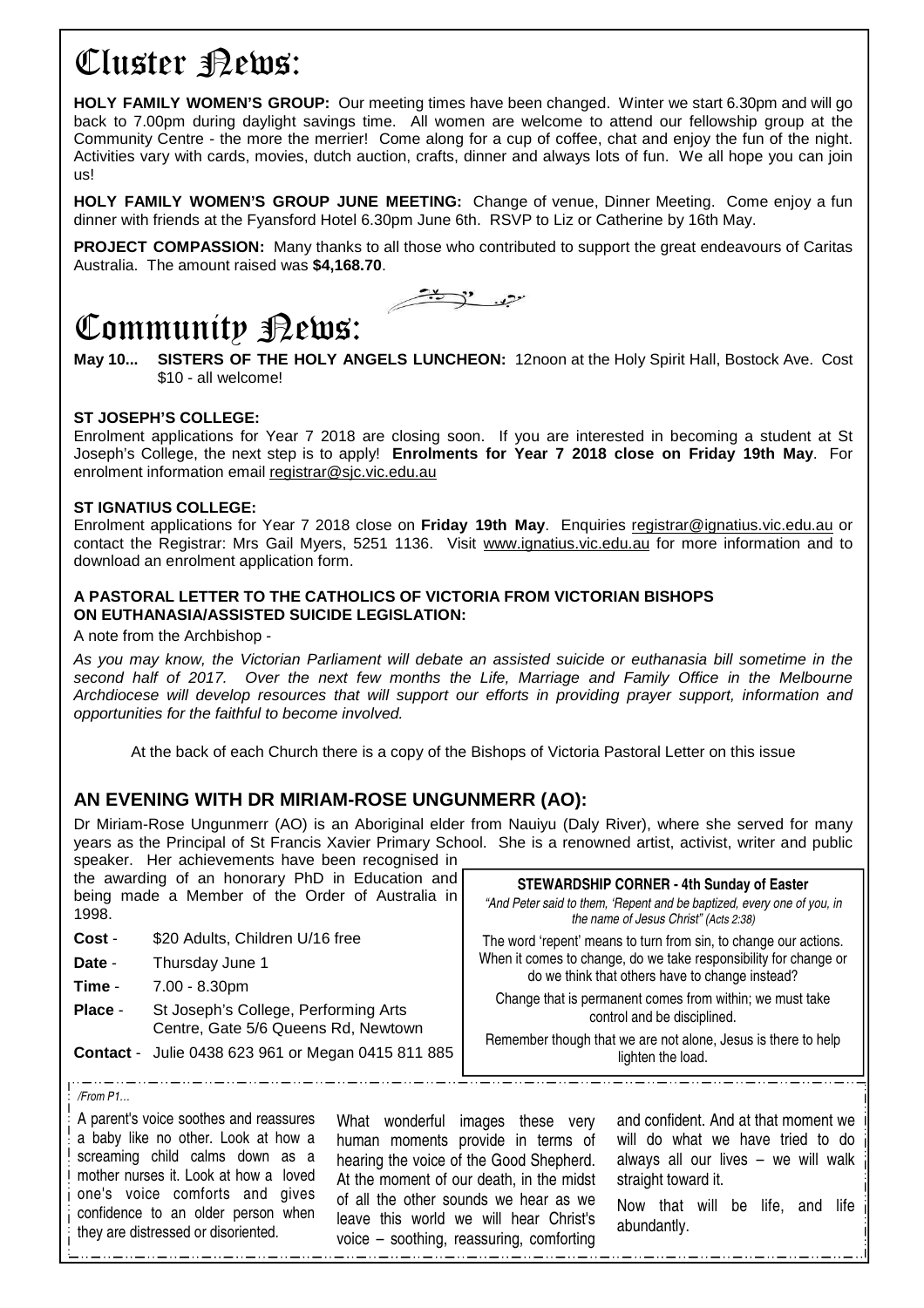# Cluster News:

**HOLY FAMILY WOMEN'S GROUP:** Our meeting times have been changed. Winter we start 6.30pm and will go back to 7.00pm during daylight savings time. All women are welcome to attend our fellowship group at the Community Centre - the more the merrier! Come along for a cup of coffee, chat and enjoy the fun of the night. Activities vary with cards, movies, dutch auction, crafts, dinner and always lots of fun. We all hope you can join us!

**HOLY FAMILY WOMEN'S GROUP JUNE MEETING:** Change of venue, Dinner Meeting. Come enjoy a fun dinner with friends at the Fyansford Hotel 6.30pm June 6th. RSVP to Liz or Catherine by 16th May.

**PROJECT COMPASSION:** Many thanks to all those who contributed to support the great endeavours of Caritas Australia. The amount raised was **$4,168.70**.

# Community News:

**May 10... SISTERS OF THE HOLY ANGELS LUNCHEON:** 12noon at the Holy Spirit Hall, Bostock Ave. Cost $10 - all welcome!

**ST JOSEPH'S COLLEGE:**
Enrolment applications for Year 7 2018 are closing soon. If you are interested in becoming a student at St Joseph's College, the next step is to apply! **Enrolments for Year 7 2018 close on Friday 19th May**. For enrolment information email registrar@sjc.vic.edu.au

**ST IGNATIUS COLLEGE:**
Enrolment applications for Year 7 2018 close on **Friday 19th May**. Enquiries registrar@ignatius.vic.edu.au or contact the Registrar: Mrs Gail Myers, 5251 1136. Visit www.ignatius.vic.edu.au for more information and to download an enrolment application form.

**A PASTORAL LETTER TO THE CATHOLICS OF VICTORIA FROM VICTORIAN BISHOPS ON EUTHANASIA/ASSISTED SUICIDE LEGISLATION:**

A note from the Archbishop -

*As you may know, the Victorian Parliament will debate an assisted suicide or euthanasia bill sometime in the second half of 2017. Over the next few months the Life, Marriage and Family Office in the Melbourne Archdiocese will develop resources that will support our efforts in providing prayer support, information and opportunities for the faithful to become involved.*

At the back of each Church there is a copy of the Bishops of Victoria Pastoral Letter on this issue

## AN EVENING WITH DR MIRIAM-ROSE UNGUNMERR (AO):

Dr Miriam-Rose Ungunmerr (AO) is an Aboriginal elder from Nauiyu (Daly River), where she served for many years as the Principal of St Francis Xavier Primary School. She is a renowned artist, activist, writer and public speaker. Her achievements have been recognised in the awarding of an honorary PhD in Education and being made a Member of the Order of Australia in 1998.

**Cost** - $20 Adults, Children U/16 free

**Date** - Thursday June 1

**Time** - 7.00 - 8.30pm

**Place** - St Joseph's College, Performing Arts Centre, Gate 5/6 Queens Rd, Newtown

**Contact** - Julie 0438 623 961 or Megan 0415 811 885

**STEWARDSHIP CORNER - 4th Sunday of Easter**

*"And Peter said to them, 'Repent and be baptized, every one of you, in the name of Jesus Christ" (Acts 2:38)*

The word 'repent' means to turn from sin, to change our actions. When it comes to change, do we take responsibility for change or do we think that others have to change instead?

Change that is permanent comes from within; we must take control and be disciplined.

Remember though that we are not alone, Jesus is there to help lighten the load.

*/From P1…*

A parent's voice soothes and reassures a baby like no other. Look at how a screaming child calms down as a mother nurses it. Look at how a loved one's voice comforts and gives confidence to an older person when they are distressed or disoriented.

What wonderful images these very human moments provide in terms of hearing the voice of the Good Shepherd. At the moment of our death, in the midst of all the other sounds we hear as we leave this world we will hear Christ's voice – soothing, reassuring, comforting and confident. And at that moment we will do what we have tried to do always all our lives – we will walk straight toward it.

Now that will be life, and life abundantly.